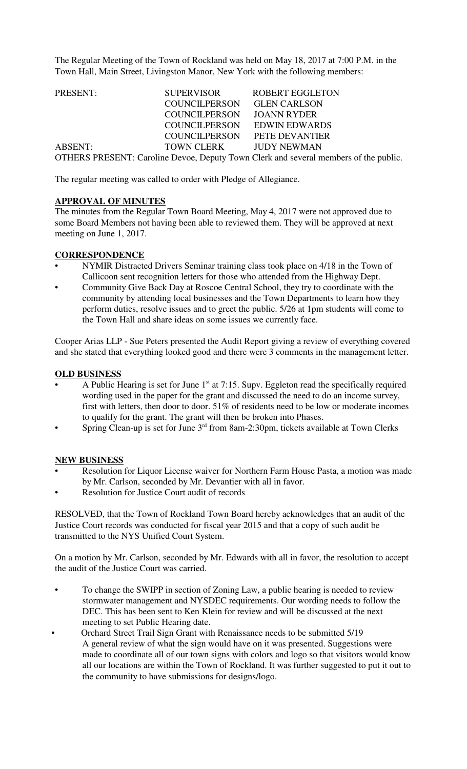The Regular Meeting of the Town of Rockland was held on May 18, 2017 at 7:00 P.M. in the Town Hall, Main Street, Livingston Manor, New York with the following members:

| | | |
|---|---|---|
| PRESENT: | SUPERVISOR | ROBERT EGGLETON |
| | COUNCILPERSON | GLEN CARLSON |
| | COUNCILPERSON | JOANN RYDER |
| | COUNCILPERSON | EDWIN EDWARDS |
| | COUNCILPERSON | PETE DEVANTIER |
| ABSENT: | TOWN CLERK | JUDY NEWMAN |

OTHERS PRESENT: Caroline Devoe, Deputy Town Clerk and several members of the public.

The regular meeting was called to order with Pledge of Allegiance.

**APPROVAL OF MINUTES**

The minutes from the Regular Town Board Meeting, May 4, 2017 were not approved due to some Board Members not having been able to reviewed them. They will be approved at next meeting on June 1, 2017.

**CORRESPONDENCE**

- NYMIR Distracted Drivers Seminar training class took place on 4/18 in the Town of Callicoon sent recognition letters for those who attended from the Highway Dept.
- Community Give Back Day at Roscoe Central School, they try to coordinate with the community by attending local businesses and the Town Departments to learn how they perform duties, resolve issues and to greet the public. 5/26 at 1pm students will come to the Town Hall and share ideas on some issues we currently face.

Cooper Arias LLP - Sue Peters presented the Audit Report giving a review of everything covered and she stated that everything looked good and there were 3 comments in the management letter.

**OLD BUSINESS**

- A Public Hearing is set for June 1st at 7:15. Supv. Eggleton read the specifically required wording used in the paper for the grant and discussed the need to do an income survey, first with letters, then door to door. 51% of residents need to be low or moderate incomes to qualify for the grant. The grant will then be broken into Phases.
- Spring Clean-up is set for June 3rd from 8am-2:30pm, tickets available at Town Clerks

**NEW BUSINESS**

- Resolution for Liquor License waiver for Northern Farm House Pasta, a motion was made by Mr. Carlson, seconded by Mr. Devantier with all in favor.
- Resolution for Justice Court audit of records

RESOLVED, that the Town of Rockland Town Board hereby acknowledges that an audit of the Justice Court records was conducted for fiscal year 2015 and that a copy of such audit be transmitted to the NYS Unified Court System.

On a motion by Mr. Carlson, seconded by Mr. Edwards with all in favor, the resolution to accept the audit of the Justice Court was carried.

- To change the SWIPP in section of Zoning Law, a public hearing is needed to review stormwater management and NYSDEC requirements. Our wording needs to follow the DEC. This has been sent to Ken Klein for review and will be discussed at the next meeting to set Public Hearing date.
- Orchard Street Trail Sign Grant with Renaissance needs to be submitted 5/19
  A general review of what the sign would have on it was presented. Suggestions were made to coordinate all of our town signs with colors and logo so that visitors would know all our locations are within the Town of Rockland. It was further suggested to put it out to the community to have submissions for designs/logo.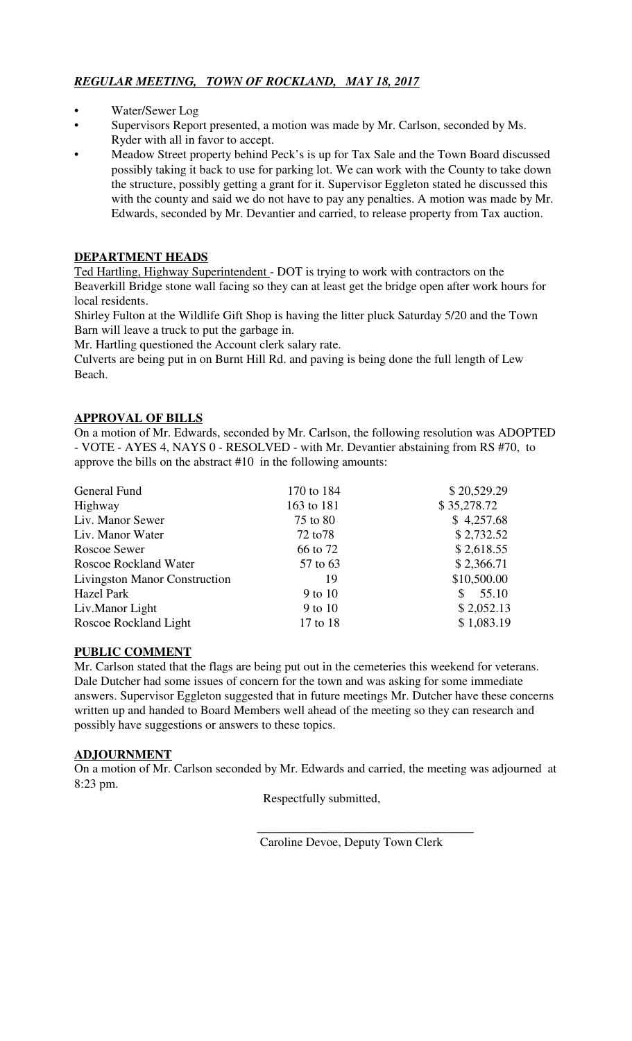***REGULAR MEETING, TOWN OF ROCKLAND, MAY 18, 2017***

- Water/Sewer Log
- Supervisors Report presented, a motion was made by Mr. Carlson, seconded by Ms. Ryder with all in favor to accept.
- Meadow Street property behind Peck's is up for Tax Sale and the Town Board discussed possibly taking it back to use for parking lot. We can work with the County to take down the structure, possibly getting a grant for it. Supervisor Eggleton stated he discussed this with the county and said we do not have to pay any penalties. A motion was made by Mr. Edwards, seconded by Mr. Devantier and carried, to release property from Tax auction.

## DEPARTMENT HEADS

Ted Hartling, Highway Superintendent - DOT is trying to work with contractors on the Beaverkill Bridge stone wall facing so they can at least get the bridge open after work hours for local residents.

Shirley Fulton at the Wildlife Gift Shop is having the litter pluck Saturday 5/20 and the Town Barn will leave a truck to put the garbage in.

Mr. Hartling questioned the Account clerk salary rate.

Culverts are being put in on Burnt Hill Rd. and paving is being done the full length of Lew Beach.

## APPROVAL OF BILLS

On a motion of Mr. Edwards, seconded by Mr. Carlson, the following resolution was ADOPTED - VOTE - AYES 4, NAYS 0 - RESOLVED - with Mr. Devantier abstaining from RS #70, to approve the bills on the abstract #10 in the following amounts:

| | | |
|---|---|---|
| General Fund | 170 to 184 | $ 20,529.29 |
| Highway | 163 to 181 | $ 35,278.72 |
| Liv. Manor Sewer | 75 to 80 | $ 4,257.68 |
| Liv. Manor Water | 72 to78 | $ 2,732.52 |
| Roscoe Sewer | 66 to 72 | $ 2,618.55 |
| Roscoe Rockland Water | 57 to 63 | $ 2,366.71 |
| Livingston Manor Construction | 19 | $10,500.00 |
| Hazel Park | 9 to 10 | $ 55.10 |
| Liv.Manor Light | 9 to 10 | $ 2,052.13 |
| Roscoe Rockland Light | 17 to 18 | $ 1,083.19 |

## PUBLIC COMMENT

Mr. Carlson stated that the flags are being put out in the cemeteries this weekend for veterans. Dale Dutcher had some issues of concern for the town and was asking for some immediate answers. Supervisor Eggleton suggested that in future meetings Mr. Dutcher have these concerns written up and handed to Board Members well ahead of the meeting so they can research and possibly have suggestions or answers to these topics.

## ADJOURNMENT

On a motion of Mr. Carlson seconded by Mr. Edwards and carried, the meeting was adjourned at 8:23 pm.

Respectfully submitted,

\_\_\_\_\_\_\_\_\_\_\_\_\_\_\_\_\_\_\_\_\_\_\_\_\_\_\_\_\_\_\_\_\_\_\_\_

Caroline Devoe, Deputy Town Clerk